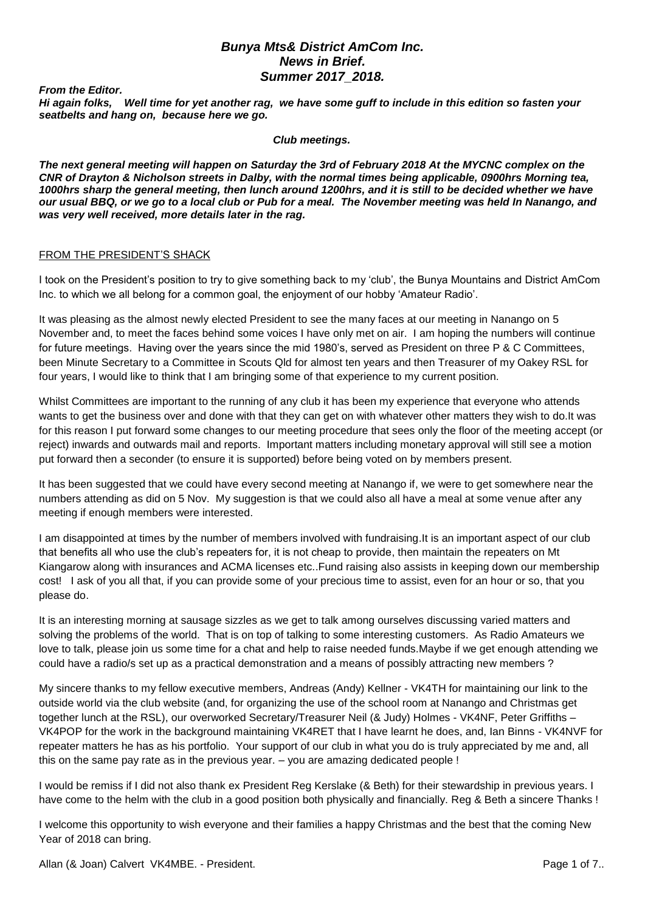# *Bunya Mts& District AmCom Inc.*
## *News in Brief.*
## *Summer 2017_2018.*

***From the Editor.***

***Hi again folks, Well time for yet another rag, we have some guff to include in this edition so fasten your seatbelts and hang on, because here we go.***

***Club meetings.***

***The next general meeting will happen on Saturday the 3rd of February 2018 At the MYCNC complex on the CNR of Drayton & Nicholson streets in Dalby, with the normal times being applicable, 0900hrs Morning tea, 1000hrs sharp the general meeting, then lunch around 1200hrs, and it is still to be decided whether we have our usual BBQ, or we go to a local club or Pub for a meal. The November meeting was held In Nanango, and was very well received, more details later in the rag.***

FROM THE PRESIDENT'S SHACK

I took on the President's position to try to give something back to my 'club', the Bunya Mountains and District AmCom Inc. to which we all belong for a common goal, the enjoyment of our hobby 'Amateur Radio'.

It was pleasing as the almost newly elected President to see the many faces at our meeting in Nanango on 5 November and, to meet the faces behind some voices I have only met on air. I am hoping the numbers will continue for future meetings. Having over the years since the mid 1980's, served as President on three P & C Committees, been Minute Secretary to a Committee in Scouts Qld for almost ten years and then Treasurer of my Oakey RSL for four years, I would like to think that I am bringing some of that experience to my current position.

Whilst Committees are important to the running of any club it has been my experience that everyone who attends wants to get the business over and done with that they can get on with whatever other matters they wish to do.It was for this reason I put forward some changes to our meeting procedure that sees only the floor of the meeting accept (or reject) inwards and outwards mail and reports. Important matters including monetary approval will still see a motion put forward then a seconder (to ensure it is supported) before being voted on by members present.

It has been suggested that we could have every second meeting at Nanango if, we were to get somewhere near the numbers attending as did on 5 Nov. My suggestion is that we could also all have a meal at some venue after any meeting if enough members were interested.

I am disappointed at times by the number of members involved with fundraising.It is an important aspect of our club that benefits all who use the club's repeaters for, it is not cheap to provide, then maintain the repeaters on Mt Kiangarow along with insurances and ACMA licenses etc..Fund raising also assists in keeping down our membership cost! I ask of you all that, if you can provide some of your precious time to assist, even for an hour or so, that you please do.

It is an interesting morning at sausage sizzles as we get to talk among ourselves discussing varied matters and solving the problems of the world. That is on top of talking to some interesting customers. As Radio Amateurs we love to talk, please join us some time for a chat and help to raise needed funds.Maybe if we get enough attending we could have a radio/s set up as a practical demonstration and a means of possibly attracting new members ?

My sincere thanks to my fellow executive members, Andreas (Andy) Kellner - VK4TH for maintaining our link to the outside world via the club website (and, for organizing the use of the school room at Nanango and Christmas get together lunch at the RSL), our overworked Secretary/Treasurer Neil (& Judy) Holmes - VK4NF, Peter Griffiths – VK4POP for the work in the background maintaining VK4RET that I have learnt he does, and, Ian Binns - VK4NVF for repeater matters he has as his portfolio. Your support of our club in what you do is truly appreciated by me and, all this on the same pay rate as in the previous year. – you are amazing dedicated people !

I would be remiss if I did not also thank ex President Reg Kerslake (& Beth) for their stewardship in previous years. I have come to the helm with the club in a good position both physically and financially. Reg & Beth a sincere Thanks !

I welcome this opportunity to wish everyone and their families a happy Christmas and the best that the coming New Year of 2018 can bring.

Allan (& Joan) Calvert VK4MBE. - President.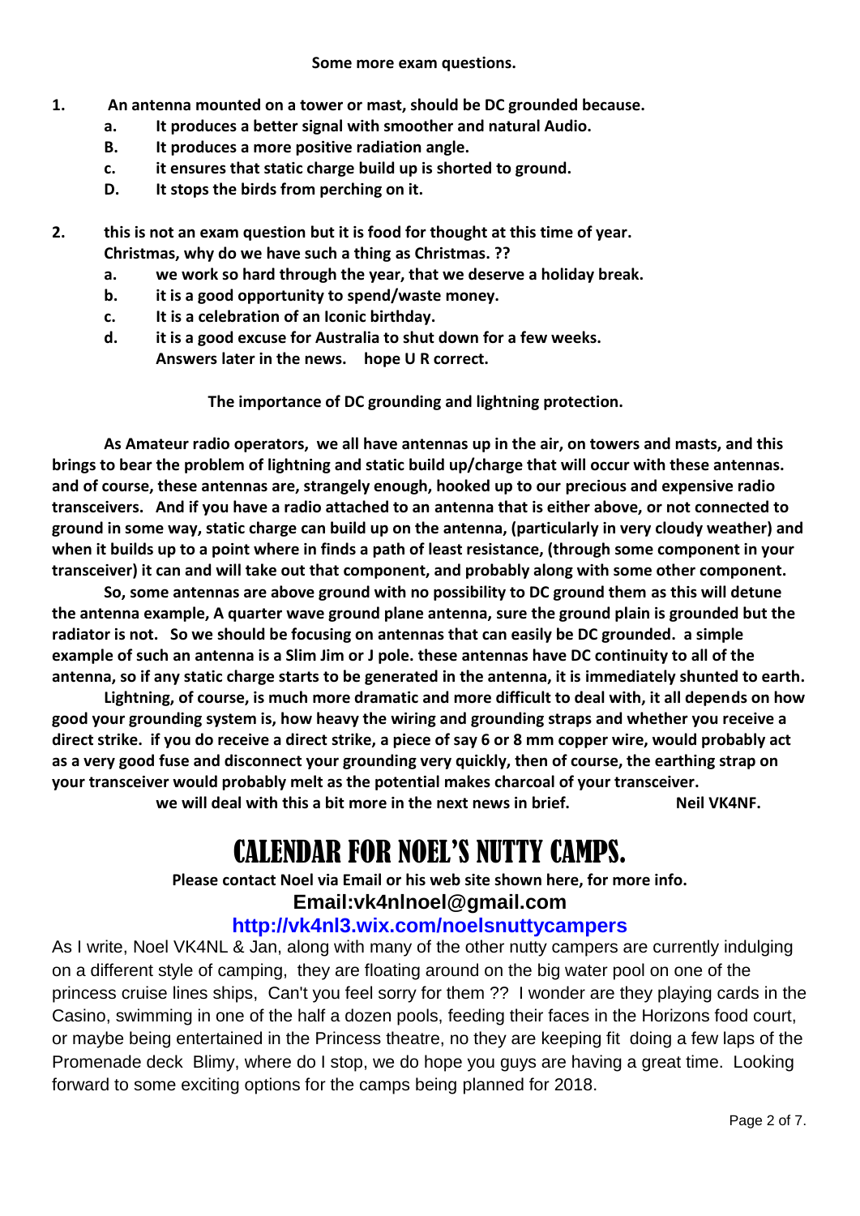**Some more exam questions.**

1. **An antenna mounted on a tower or mast, should be DC grounded because.**
    - a. **It produces a better signal with smoother and natural Audio.**
    - B. **It produces a more positive radiation angle.**
    - c. **it ensures that static charge build up is shorted to ground.**
    - D. **It stops the birds from perching on it.**

2. **this is not an exam question but it is food for thought at this time of year. Christmas, why do we have such a thing as Christmas. ??**
    - a. **we work so hard through the year, that we deserve a holiday break.**
    - b. **it is a good opportunity to spend/waste money.**
    - c. **It is a celebration of an Iconic birthday.**
    - d. **it is a good excuse for Australia to shut down for a few weeks.**

    **Answers later in the news. hope U R correct.**

**The importance of DC grounding and lightning protection.**

**As Amateur radio operators, we all have antennas up in the air, on towers and masts, and this brings to bear the problem of lightning and static build up/charge that will occur with these antennas. and of course, these antennas are, strangely enough, hooked up to our precious and expensive radio transceivers. And if you have a radio attached to an antenna that is either above, or not connected to ground in some way, static charge can build up on the antenna, (particularly in very cloudy weather) and when it builds up to a point where in finds a path of least resistance, (through some component in your transceiver) it can and will take out that component, and probably along with some other component.**

**So, some antennas are above ground with no possibility to DC ground them as this will detune the antenna example, A quarter wave ground plane antenna, sure the ground plain is grounded but the radiator is not. So we should be focusing on antennas that can easily be DC grounded. a simple example of such an antenna is a Slim Jim or J pole. these antennas have DC continuity to all of the antenna, so if any static charge starts to be generated in the antenna, it is immediately shunted to earth.**

**Lightning, of course, is much more dramatic and more difficult to deal with, it all depends on how good your grounding system is, how heavy the wiring and grounding straps and whether you receive a direct strike. if you do receive a direct strike, a piece of say 6 or 8 mm copper wire, would probably act as a very good fuse and disconnect your grounding very quickly, then of course, the earthing strap on your transceiver would probably melt as the potential makes charcoal of your transceiver.**

**we will deal with this a bit more in the next news in brief. Neil VK4NF.**

# CALENDAR FOR NOEL'S NUTTY CAMPS.

**Please contact Noel via Email or his web site shown here, for more info.**

**Email:vk4nlnoel@gmail.com**

**http://vk4nl3.wix.com/noelsnuttycampers**

As I write, Noel VK4NL & Jan, along with many of the other nutty campers are currently indulging on a different style of camping, they are floating around on the big water pool on one of the princess cruise lines ships, Can't you feel sorry for them ?? I wonder are they playing cards in the Casino, swimming in one of the half a dozen pools, feeding their faces in the Horizons food court, or maybe being entertained in the Princess theatre, no they are keeping fit doing a few laps of the Promenade deck Blimy, where do I stop, we do hope you guys are having a great time. Looking forward to some exciting options for the camps being planned for 2018.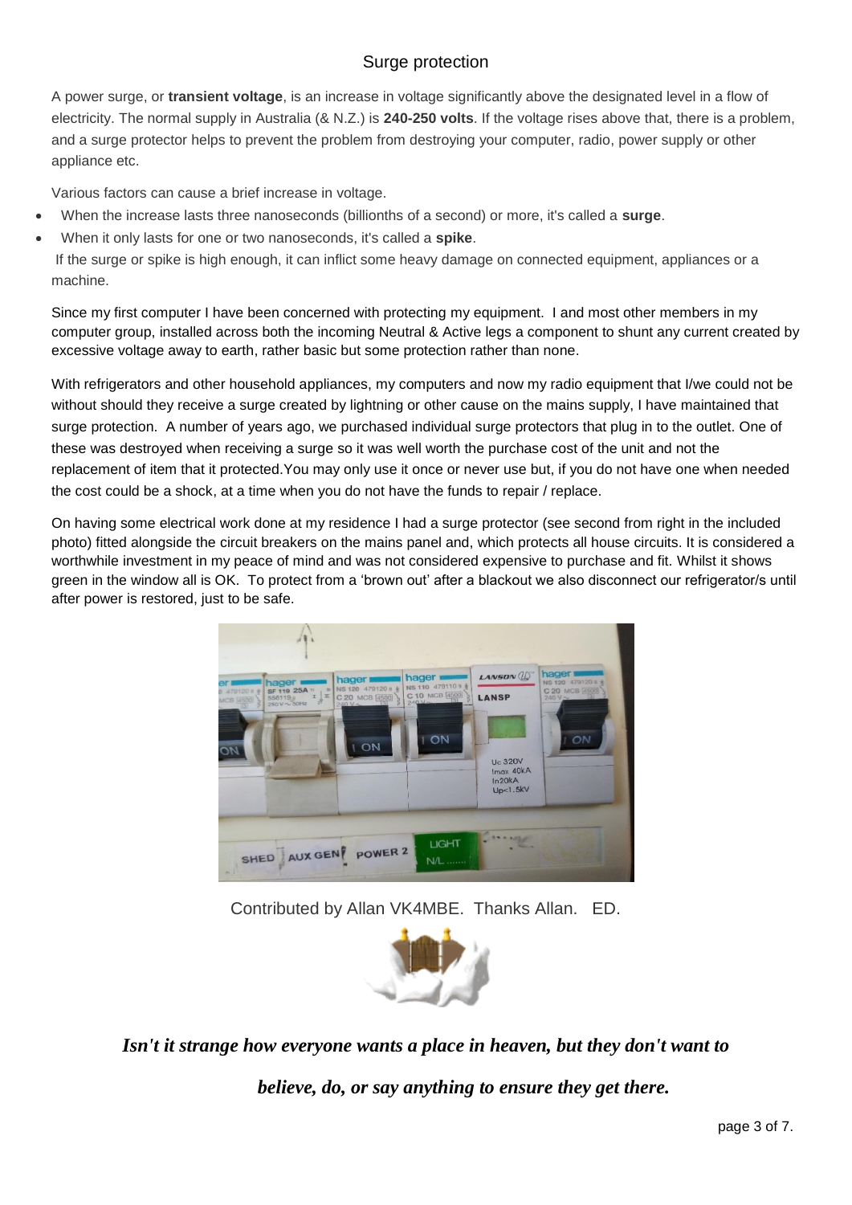## Surge protection

A power surge, or **transient voltage**, is an increase in voltage significantly above the designated level in a flow of electricity. The normal supply in Australia (& N.Z.) is **240-250 volts**. If the voltage rises above that, there is a problem, and a surge protector helps to prevent the problem from destroying your computer, radio, power supply or other appliance etc.

Various factors can cause a brief increase in voltage.

- When the increase lasts three nanoseconds (billionths of a second) or more, it's called a **surge**.
- When it only lasts for one or two nanoseconds, it's called a **spike**.

If the surge or spike is high enough, it can inflict some heavy damage on connected equipment, appliances or a machine.

Since my first computer I have been concerned with protecting my equipment. I and most other members in my computer group, installed across both the incoming Neutral & Active legs a component to shunt any current created by excessive voltage away to earth, rather basic but some protection rather than none.

With refrigerators and other household appliances, my computers and now my radio equipment that I/we could not be without should they receive a surge created by lightning or other cause on the mains supply, I have maintained that surge protection. A number of years ago, we purchased individual surge protectors that plug in to the outlet. One of these was destroyed when receiving a surge so it was well worth the purchase cost of the unit and not the replacement of item that it protected.You may only use it once or never use but, if you do not have one when needed the cost could be a shock, at a time when you do not have the funds to repair / replace.

On having some electrical work done at my residence I had a surge protector (see second from right in the included photo) fitted alongside the circuit breakers on the mains panel and, which protects all house circuits. It is considered a worthwhile investment in my peace of mind and was not considered expensive to purchase and fit. Whilst it shows green in the window all is OK. To protect from a 'brown out' after a blackout we also disconnect our refrigerator/s until after power is restored, just to be safe.

Contributed by Allan VK4MBE. Thanks Allan. ED.

***Isn't it strange how everyone wants a place in heaven, but they don't want to believe, do, or say anything to ensure they get there.***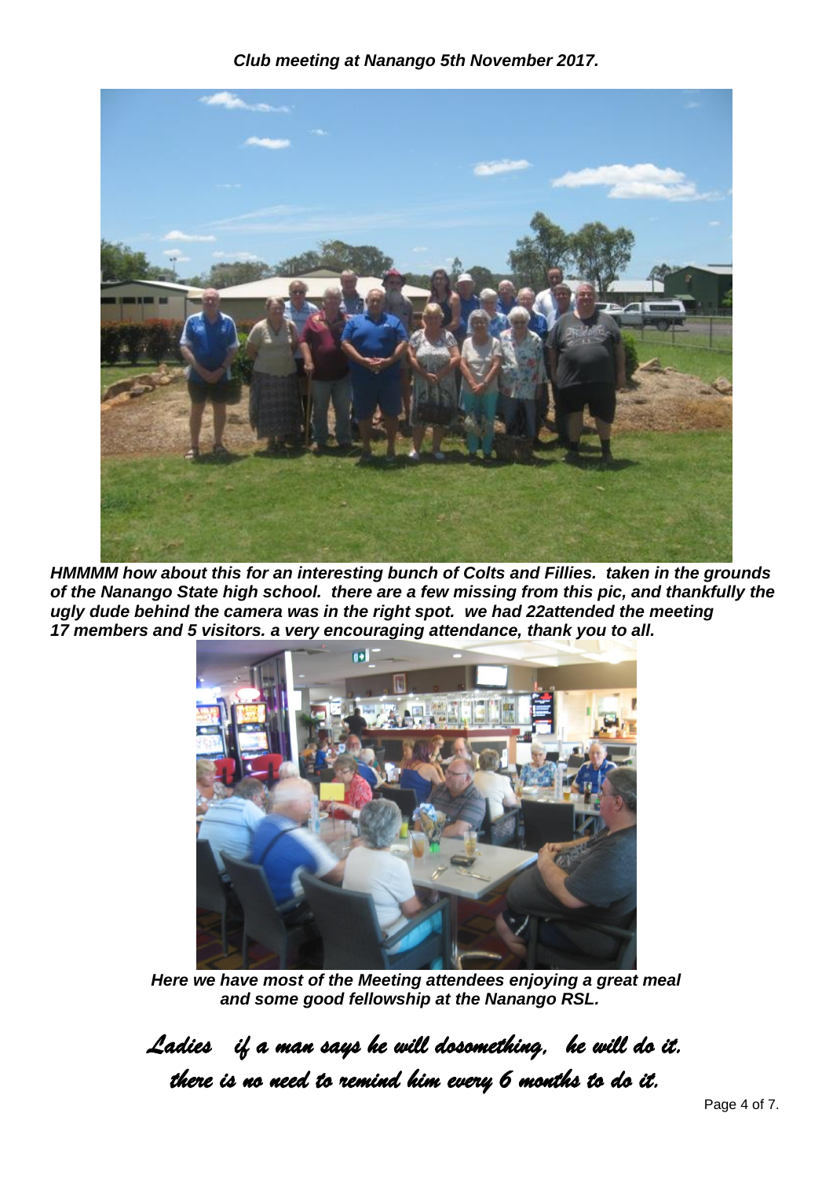***Club meeting at Nanango 5th November 2017.***

***HMMMM how about this for an interesting bunch of Colts and Fillies. taken in the grounds of the Nanango State high school. there are a few missing from this pic, and thankfully the ugly dude behind the camera was in the right spot. we had 22attended the meeting 17 members and 5 visitors. a very encouraging attendance, thank you to all.***

***Here we have most of the Meeting attendees enjoying a great meal and some good fellowship at the Nanango RSL.***

*Ladies if a man says he will dosomething, he will do it. there is no need to remind him every 6 months to do it.*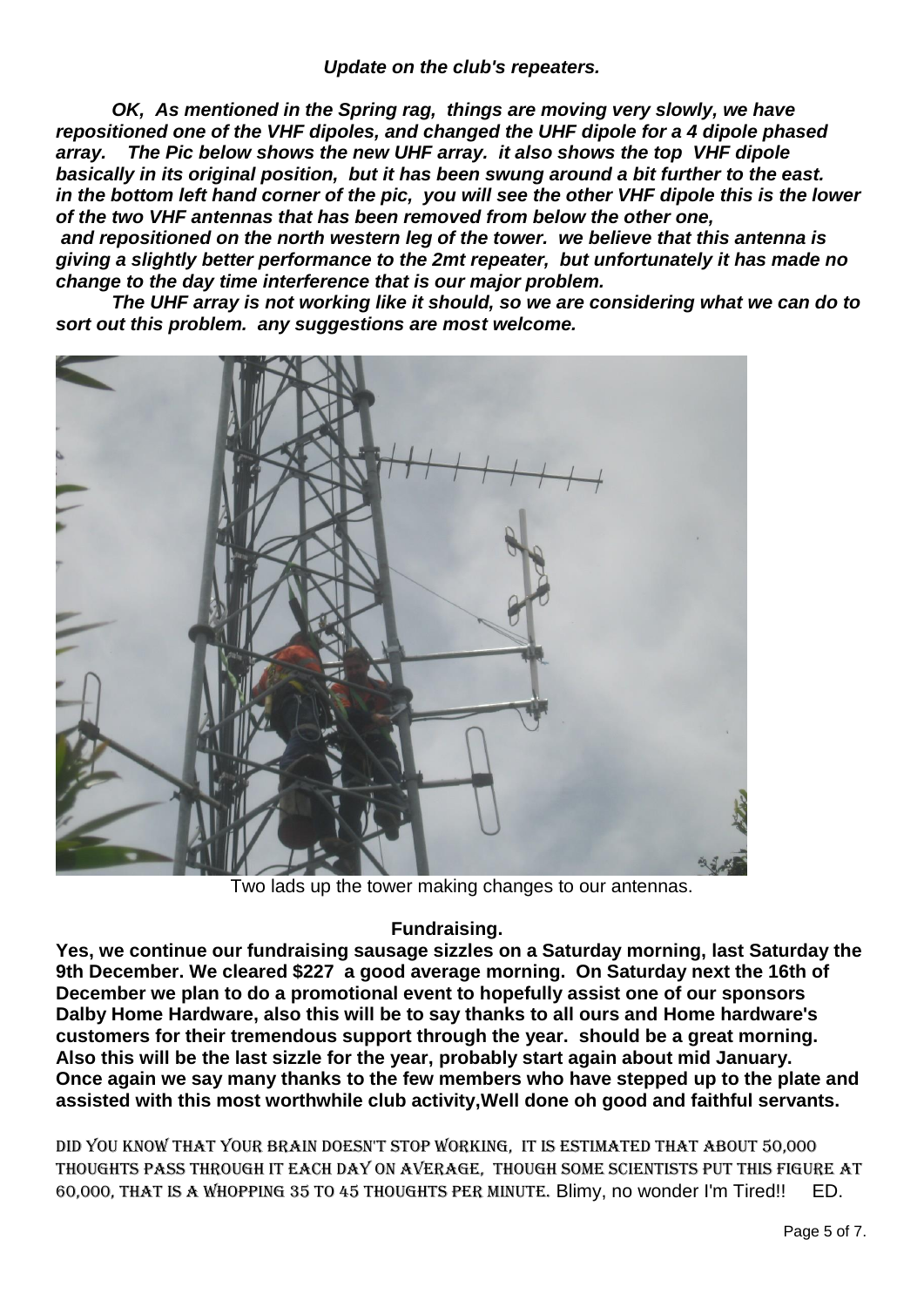### *Update on the club's repeaters.*

***OK, As mentioned in the Spring rag, things are moving very slowly, we have repositioned one of the VHF dipoles, and changed the UHF dipole for a 4 dipole phased array. The Pic below shows the new UHF array. it also shows the top VHF dipole basically in its original position, but it has been swung around a bit further to the east. in the bottom left hand corner of the pic, you will see the other VHF dipole this is the lower of the two VHF antennas that has been removed from below the other one, and repositioned on the north western leg of the tower. we believe that this antenna is giving a slightly better performance to the 2mt repeater, but unfortunately it has made no change to the day time interference that is our major problem.***

***The UHF array is not working like it should, so we are considering what we can do to sort out this problem. any suggestions are most welcome.***

Two lads up the tower making changes to our antennas.

### Fundraising.

**Yes, we continue our fundraising sausage sizzles on a Saturday morning, last Saturday the 9th December. We cleared $227 a good average morning. On Saturday next the 16th of December we plan to do a promotional event to hopefully assist one of our sponsors Dalby Home Hardware, also this will be to say thanks to all ours and Home hardware's customers for their tremendous support through the year. should be a great morning. Also this will be the last sizzle for the year, probably start again about mid January. Once again we say many thanks to the few members who have stepped up to the plate and assisted with this most worthwhile club activity,Well done oh good and faithful servants.**

DID YOU KNOW THAT YOUR BRAIN DOESN'T STOP WORKING, IT IS ESTIMATED THAT ABOUT 50,000 THOUGHTS PASS THROUGH IT EACH DAY ON AVERAGE, THOUGH SOME SCIENTISTS PUT THIS FIGURE AT 60,000, THAT IS A WHOPPING 35 TO 45 THOUGHTS PER MINUTE. Blimy, no wonder I'm Tired!! ED.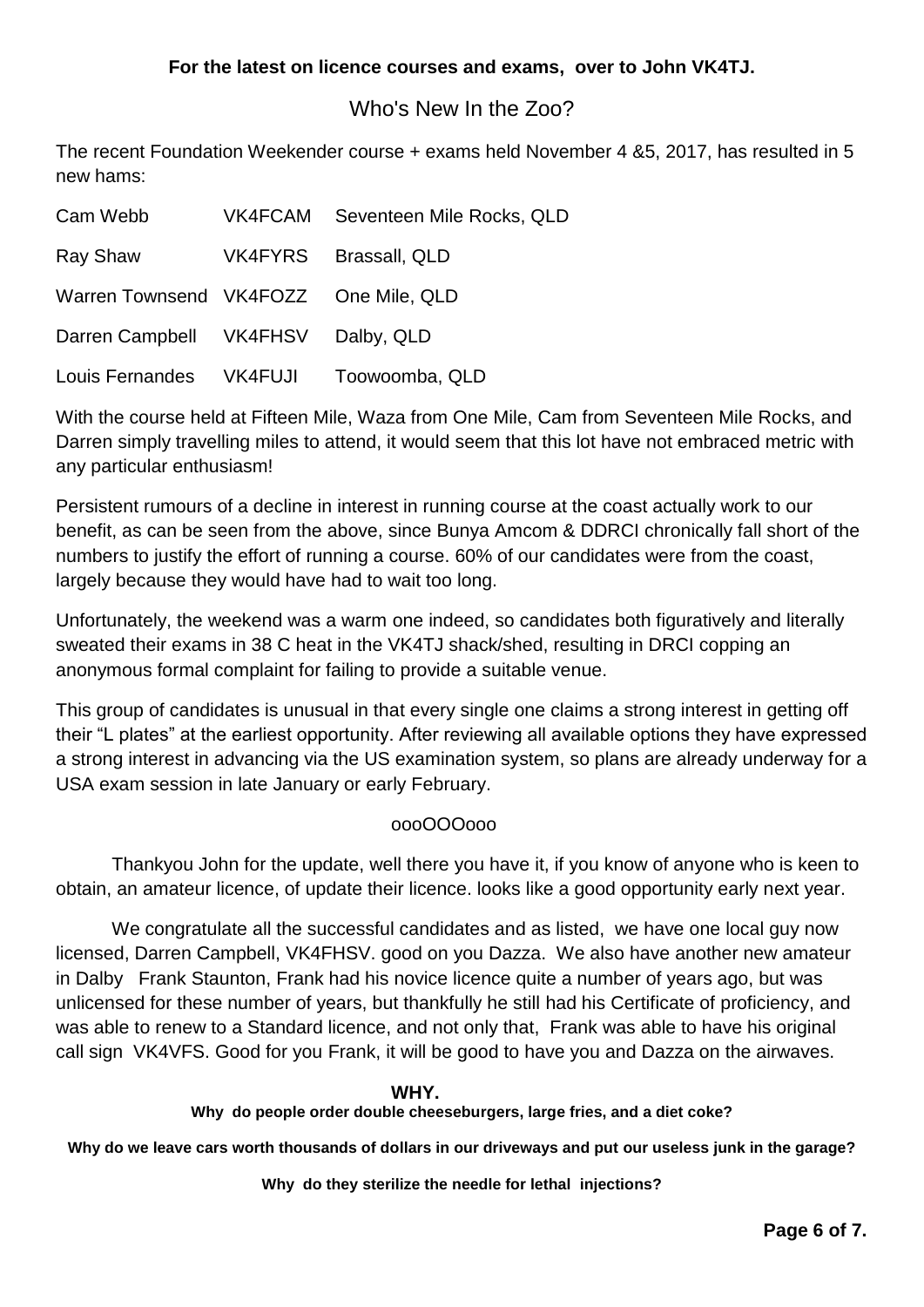**For the latest on licence courses and exams, over to John VK4TJ.**

## Who's New In the Zoo?

The recent Foundation Weekender course + exams held November 4 &5, 2017, has resulted in 5 new hams:

| | | |
|---|---|---|
| Cam Webb | VK4FCAM | Seventeen Mile Rocks, QLD |
| Ray Shaw | VK4FYRS | Brassall, QLD |
| Warren Townsend | VK4FOZZ | One Mile, QLD |
| Darren Campbell | VK4FHSV | Dalby, QLD |
| Louis Fernandes | VK4FUJI | Toowoomba, QLD |

With the course held at Fifteen Mile, Waza from One Mile, Cam from Seventeen Mile Rocks, and Darren simply travelling miles to attend, it would seem that this lot have not embraced metric with any particular enthusiasm!

Persistent rumours of a decline in interest in running course at the coast actually work to our benefit, as can be seen from the above, since Bunya Amcom & DDRCI chronically fall short of the numbers to justify the effort of running a course. 60% of our candidates were from the coast, largely because they would have had to wait too long.

Unfortunately, the weekend was a warm one indeed, so candidates both figuratively and literally sweated their exams in 38 C heat in the VK4TJ shack/shed, resulting in DRCI copping an anonymous formal complaint for failing to provide a suitable venue.

This group of candidates is unusual in that every single one claims a strong interest in getting off their "L plates" at the earliest opportunity. After reviewing all available options they have expressed a strong interest in advancing via the US examination system, so plans are already underway for a USA exam session in late January or early February.

oooOOOooo

Thankyou John for the update, well there you have it, if you know of anyone who is keen to obtain, an amateur licence, of update their licence. looks like a good opportunity early next year.

We congratulate all the successful candidates and as listed, we have one local guy now licensed, Darren Campbell, VK4FHSV. good on you Dazza. We also have another new amateur in Dalby Frank Staunton, Frank had his novice licence quite a number of years ago, but was unlicensed for these number of years, but thankfully he still had his Certificate of proficiency, and was able to renew to a Standard licence, and not only that, Frank was able to have his original call sign VK4VFS. Good for you Frank, it will be good to have you and Dazza on the airwaves.

**WHY.**

**Why do people order double cheeseburgers, large fries, and a diet coke?**

**Why do we leave cars worth thousands of dollars in our driveways and put our useless junk in the garage?**

**Why do they sterilize the needle for lethal injections?**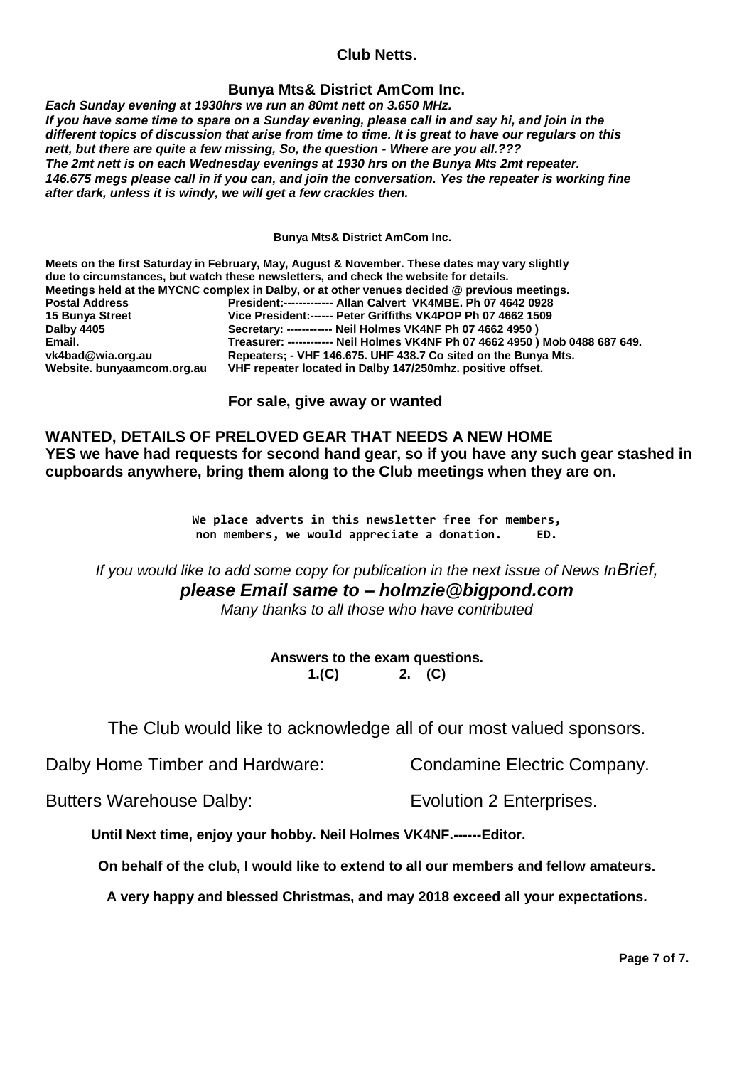## Club Netts.

### Bunya Mts& District AmCom Inc.

***Each Sunday evening at 1930hrs we run an 80mt nett on 3.650 MHz.***
***If you have some time to spare on a Sunday evening, please call in and say hi, and join in the different topics of discussion that arise from time to time. It is great to have our regulars on this nett, but there are quite a few missing, So, the question - Where are you all.???***
***The 2mt nett is on each Wednesday evenings at 1930 hrs on the Bunya Mts 2mt repeater. 146.675 megs please call in if you can, and join the conversation. Yes the repeater is working fine after dark, unless it is windy, we will get a few crackles then.***

**Bunya Mts& District AmCom Inc.**

**Meets on the first Saturday in February, May, August & November. These dates may vary slightly due to circumstances, but watch these newsletters, and check the website for details.**
**Meetings held at the MYCNC complex in Dalby, or at other venues decided @ previous meetings.**

| | |
|---|---|
| **Postal Address** | **President:------------- Allan Calvert VK4MBE. Ph 07 4642 0928** |
| **15 Bunya Street** | **Vice President:------ Peter Griffiths VK4POP Ph 07 4662 1509** |
| **Dalby 4405** | **Secretary: ------------ Neil Holmes VK4NF Ph 07 4662 4950 )** |
| **Email.** | **Treasurer: ------------ Neil Holmes VK4NF Ph 07 4662 4950 ) Mob 0488 687 649.** |
| **vk4bad@wia.org.au** | **Repeaters; - VHF 146.675. UHF 438.7 Co sited on the Bunya Mts.** |
| **Website. bunyaamcom.org.au** | **VHF repeater located in Dalby 147/250mhz. positive offset.** |

### For sale, give away or wanted

**WANTED, DETAILS OF PRELOVED GEAR THAT NEEDS A NEW HOME**
**YES we have had requests for second hand gear, so if you have any such gear stashed in cupboards anywhere, bring them along to the Club meetings when they are on.**

**We place adverts in this newsletter free for members, non members, we would appreciate a donation. ED.**

*If you would like to add some copy for publication in the next issue of News InBrief,*
***please Email same to – holmzie@bigpond.com***
*Many thanks to all those who have contributed*

**Answers to the exam questions.**
**1.(C) 2. (C)**

The Club would like to acknowledge all of our most valued sponsors.

| | |
|---|---|
| Dalby Home Timber and Hardware: | Condamine Electric Company. |
| Butters Warehouse Dalby: | Evolution 2 Enterprises. |

**Until Next time, enjoy your hobby. Neil Holmes VK4NF.------Editor.**

**On behalf of the club, I would like to extend to all our members and fellow amateurs.**

**A very happy and blessed Christmas, and may 2018 exceed all your expectations.**